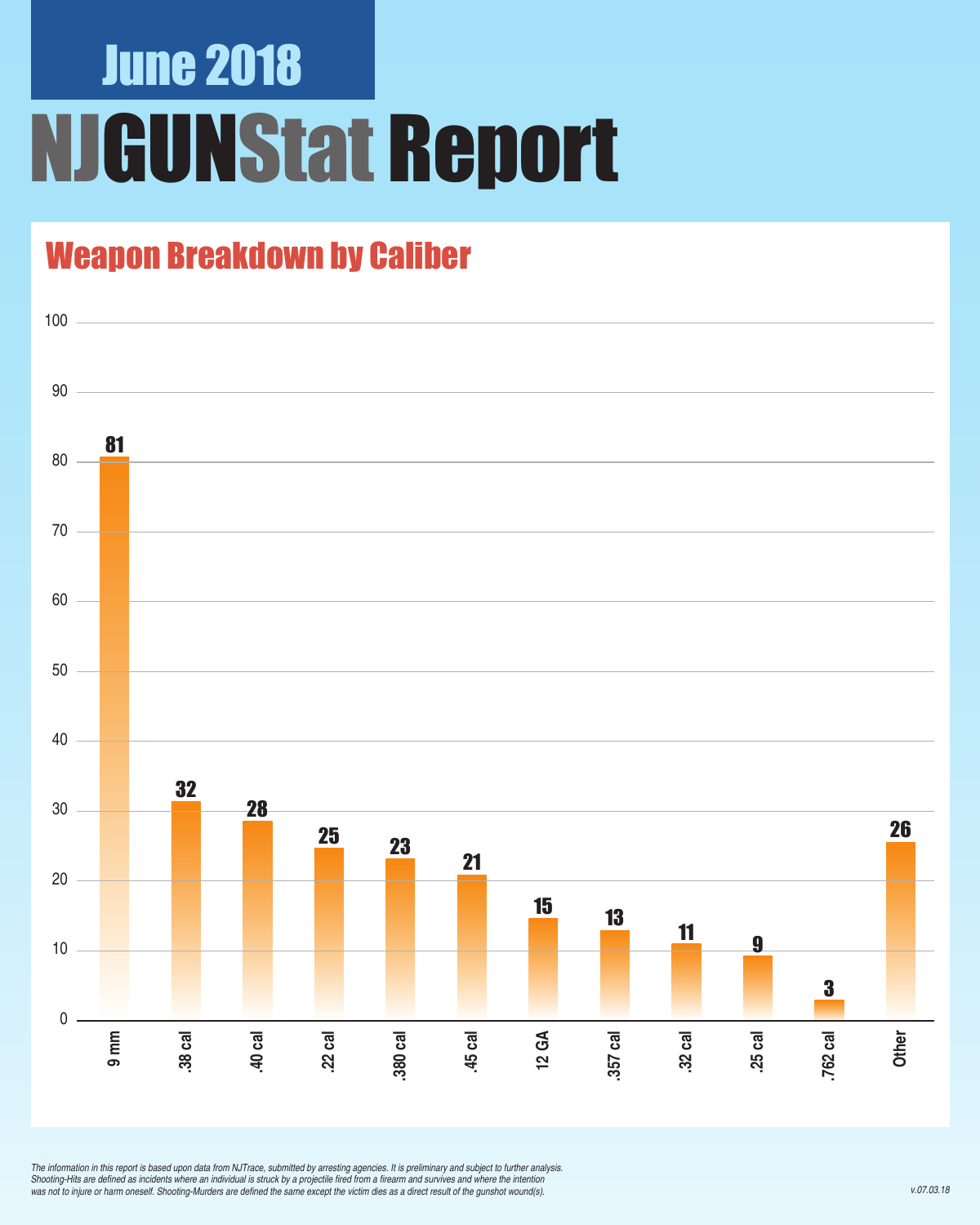# June 2018

# NJGUNStat Report

## Weapon Breakdown by Caliber

| Caliber | Count |
|---|---|
| 9 mm | 81 |
| .38 cal | 32 |
| .40 cal | 28 |
| .22 cal | 25 |
| .380 cal | 23 |
| .45 cal | 21 |
| 12 GA | 15 |
| .357 cal | 13 |
| .32 cal | 11 |
| .25 cal | 9 |
| .762 cal | 3 |
| Other | 26 |

*The information in this report is based upon data from NJTrace, submitted by arresting agencies. It is preliminary and subject to further analysis. Shooting-Hits are defined as incidents where an individual is struck by a projectile fired from a firearm and survives and where the intention was not to injure or harm oneself. Shooting-Murders are defined the same except the victim dies as a direct result of the gunshot wound(s).*

v.07.03.18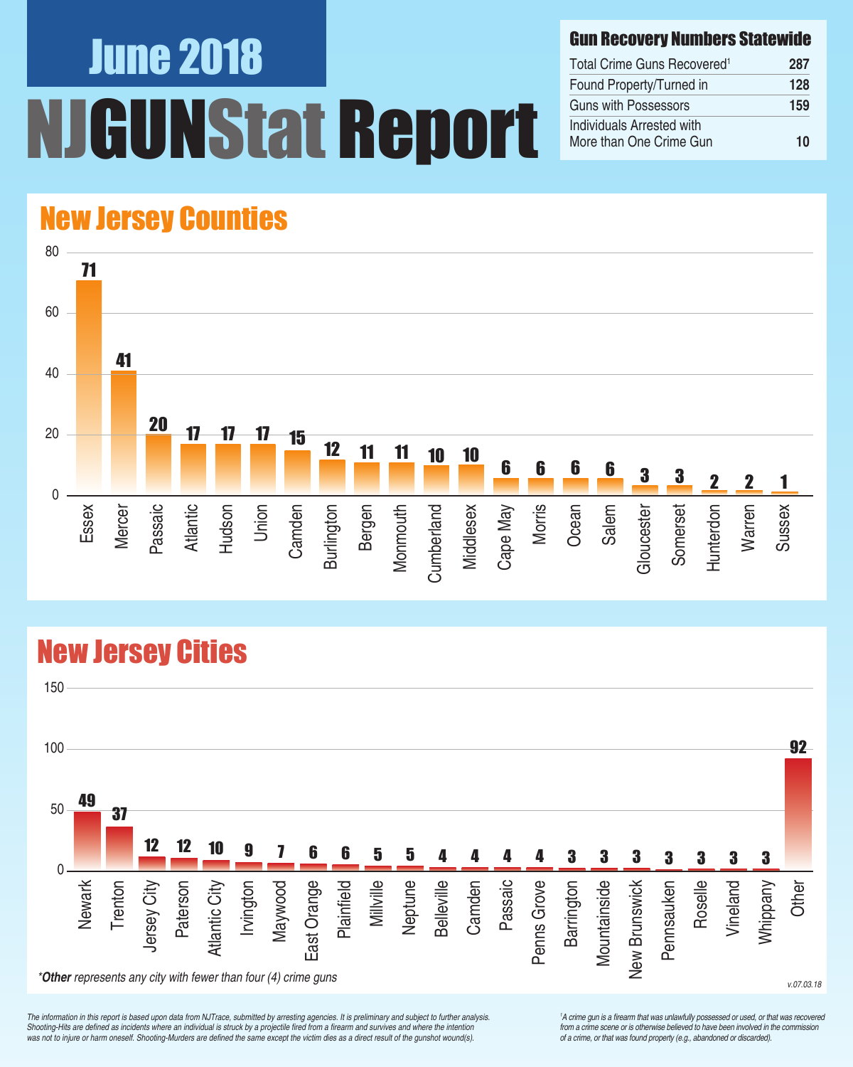# June 2018

# NJGUNStat Report

## Gun Recovery Numbers Statewide

| | |
|---|---|
| Total Crime Guns Recovered[1] | 287 |
| Found Property/Turned in | 128 |
| Guns with Possessors | 159 |
| Individuals Arrested with More than One Crime Gun | 10 |

## New Jersey Counties

| County | Crime Guns |
|---|---|
| Essex | 71 |
| Mercer | 41 |
| Passaic | 20 |
| Atlantic | 17 |
| Hudson | 17 |
| Union | 17 |
| Camden | 15 |
| Burlington | 12 |
| Bergen | 11 |
| Monmouth | 11 |
| Cumberland | 10 |
| Middlesex | 10 |
| Cape May | 6 |
| Morris | 6 |
| Ocean | 6 |
| Salem | 6 |
| Gloucester | 3 |
| Somerset | 3 |
| Hunterdon | 2 |
| Warren | 2 |
| Sussex | 1 |

## New Jersey Cities

| City | Crime Guns |
|---|---|
| Newark | 49 |
| Trenton | 37 |
| Jersey City | 12 |
| Paterson | 12 |
| Atlantic City | 10 |
| Irvington | 9 |
| Maywood | 7 |
| East Orange | 6 |
| Plainfield | 6 |
| Millville | 5 |
| Neptune | 5 |
| Belleville | 4 |
| Camden | 4 |
| Passaic | 4 |
| Penns Grove | 4 |
| Barrington | 3 |
| Mountainside | 3 |
| New Brunswick | 3 |
| Pennsauken | 3 |
| Roselle | 3 |
| Vineland | 3 |
| Whippany | 3 |
| Other | 92 |

*\*Other represents any city with fewer than four (4) crime guns*

v.07.03.18

*The information in this report is based upon data from NJTrace, submitted by arresting agencies. It is preliminary and subject to further analysis. Shooting-Hits are defined as incidents where an individual is struck by a projectile fired from a firearm and survives and where the intention was not to injure or harm oneself. Shooting-Murders are defined the same except the victim dies as a direct result of the gunshot wound(s).*

*[1] A crime gun is a firearm that was unlawfully possessed or used, or that was recovered from a crime scene or is otherwise believed to have been involved in the commission of a crime, or that was found property (e.g., abandoned or discarded).*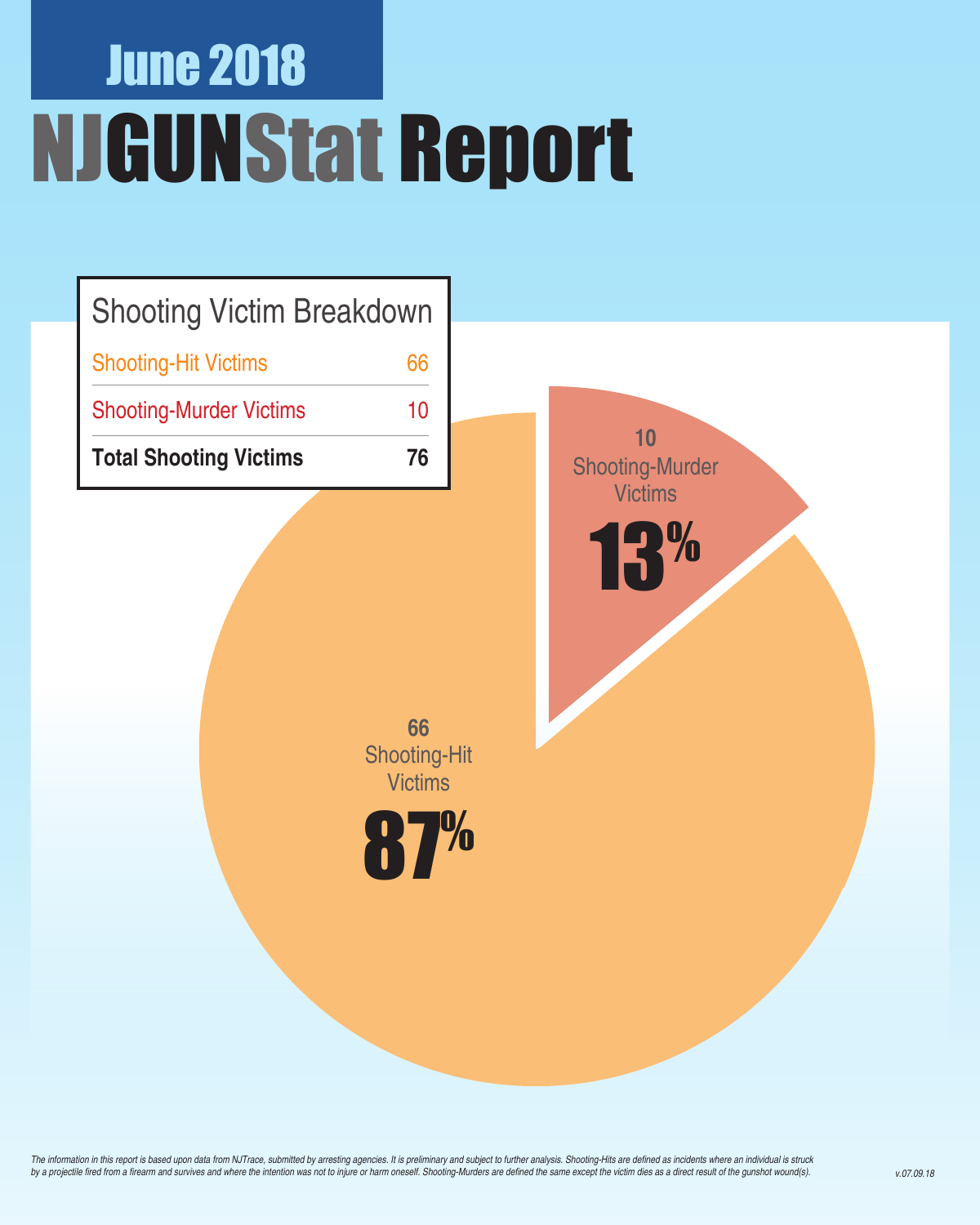# June 2018

# NJGUNStat Report

## Shooting Victim Breakdown

| | |
|---|---|
| Shooting-Hit Victims | 66 |
| Shooting-Murder Victims | 10 |
| **Total Shooting Victims** | **76** |

10
Shooting-Murder Victims
13%

66
Shooting-Hit Victims
87%

*The information in this report is based upon data from NJTrace, submitted by arresting agencies. It is preliminary and subject to further analysis. Shooting-Hits are defined as incidents where an individual is struck by a projectile fired from a firearm and survives and where the intention was not to injure or harm oneself. Shooting-Murders are defined the same except the victim dies as a direct result of the gunshot wound(s).*

*v.07.09.18*